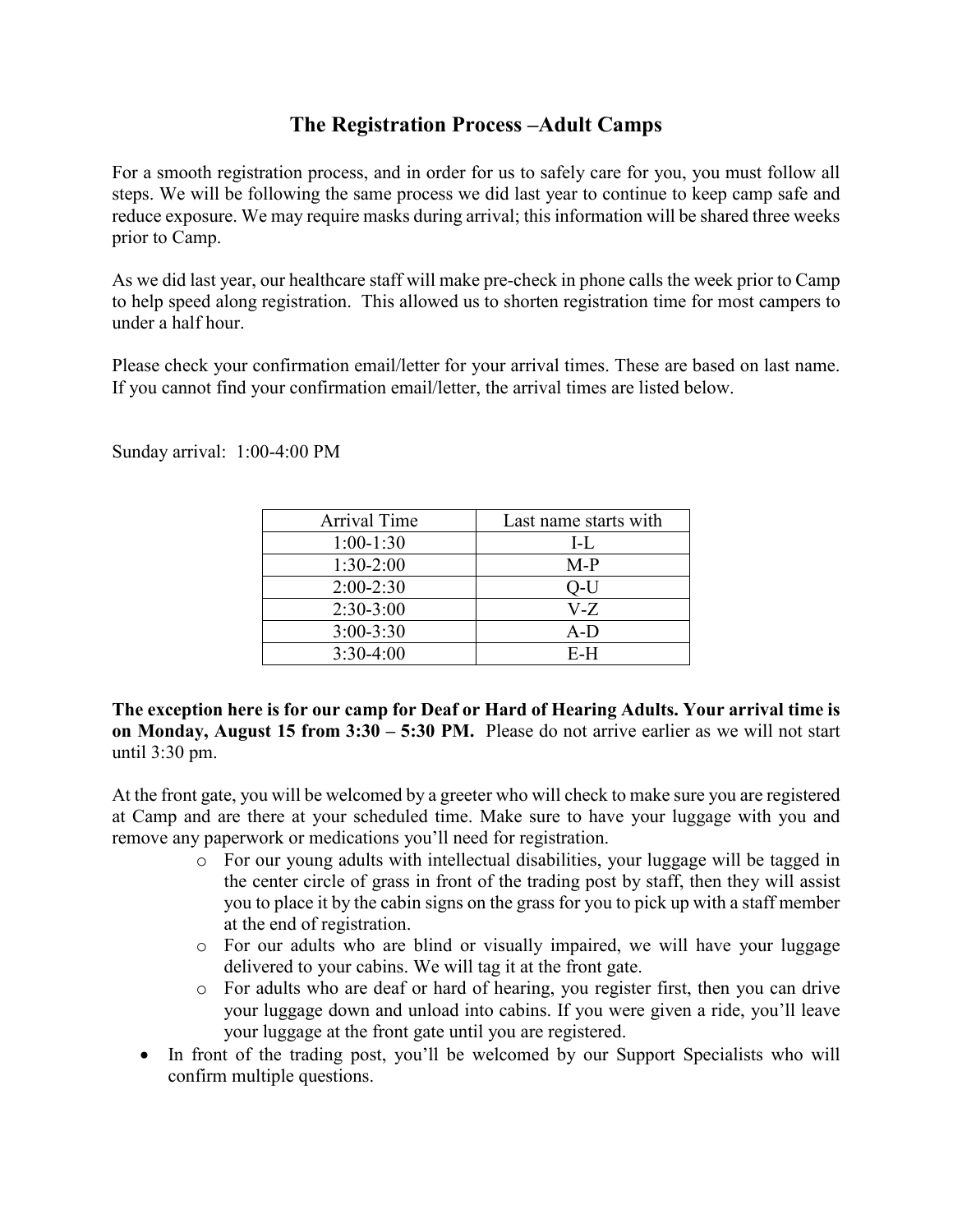# The Registration Process –Adult Camps

For a smooth registration process, and in order for us to safely care for you, you must follow all steps. We will be following the same process we did last year to continue to keep camp safe and reduce exposure. We may require masks during arrival; this information will be shared three weeks prior to Camp.

As we did last year, our healthcare staff will make pre-check in phone calls the week prior to Camp to help speed along registration. This allowed us to shorten registration time for most campers to under a half hour.

Please check your confirmation email/letter for your arrival times. These are based on last name. If you cannot find your confirmation email/letter, the arrival times are listed below.

Sunday arrival: 1:00-4:00 PM

| Arrival Time | Last name starts with |
|---|---|
| 1:00-1:30 | I-L |
| 1:30-2:00 | M-P |
| 2:00-2:30 | Q-U |
| 2:30-3:00 | V-Z |
| 3:00-3:30 | A-D |
| 3:30-4:00 | E-H |

**The exception here is for our camp for Deaf or Hard of Hearing Adults. Your arrival time is on Monday, August 15 from 3:30 – 5:30 PM.** Please do not arrive earlier as we will not start until 3:30 pm.

At the front gate, you will be welcomed by a greeter who will check to make sure you are registered at Camp and are there at your scheduled time. Make sure to have your luggage with you and remove any paperwork or medications you'll need for registration.

- For our young adults with intellectual disabilities, your luggage will be tagged in the center circle of grass in front of the trading post by staff, then they will assist you to place it by the cabin signs on the grass for you to pick up with a staff member at the end of registration.
- For our adults who are blind or visually impaired, we will have your luggage delivered to your cabins. We will tag it at the front gate.
- For adults who are deaf or hard of hearing, you register first, then you can drive your luggage down and unload into cabins. If you were given a ride, you'll leave your luggage at the front gate until you are registered.

- In front of the trading post, you'll be welcomed by our Support Specialists who will confirm multiple questions.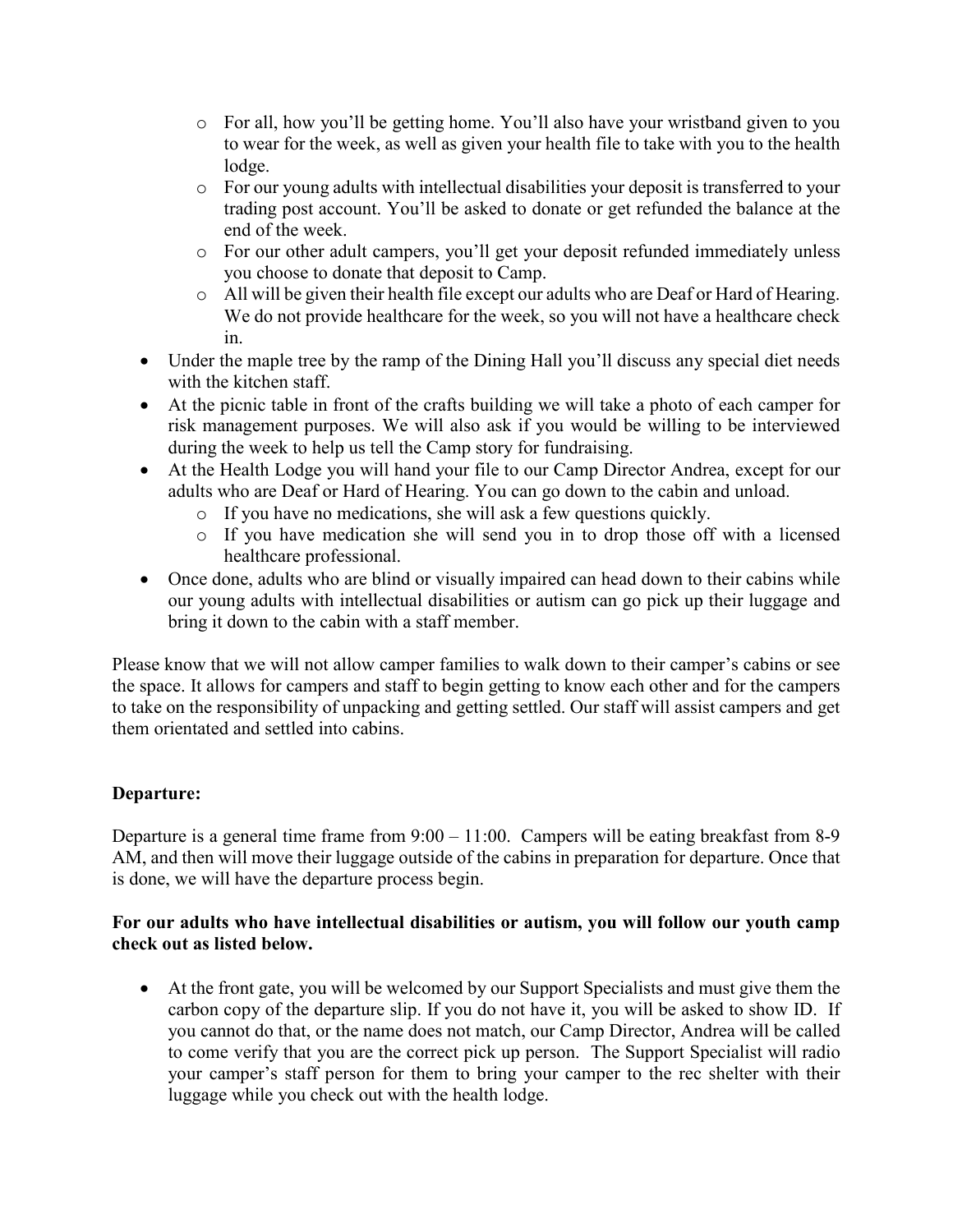- For all, how you'll be getting home. You'll also have your wristband given to you to wear for the week, as well as given your health file to take with you to the health lodge.
  - For our young adults with intellectual disabilities your deposit is transferred to your trading post account. You'll be asked to donate or get refunded the balance at the end of the week.
  - For our other adult campers, you'll get your deposit refunded immediately unless you choose to donate that deposit to Camp.
  - All will be given their health file except our adults who are Deaf or Hard of Hearing. We do not provide healthcare for the week, so you will not have a healthcare check in.
- Under the maple tree by the ramp of the Dining Hall you'll discuss any special diet needs with the kitchen staff.
- At the picnic table in front of the crafts building we will take a photo of each camper for risk management purposes. We will also ask if you would be willing to be interviewed during the week to help us tell the Camp story for fundraising.
- At the Health Lodge you will hand your file to our Camp Director Andrea, except for our adults who are Deaf or Hard of Hearing. You can go down to the cabin and unload.
  - If you have no medications, she will ask a few questions quickly.
  - If you have medication she will send you in to drop those off with a licensed healthcare professional.
- Once done, adults who are blind or visually impaired can head down to their cabins while our young adults with intellectual disabilities or autism can go pick up their luggage and bring it down to the cabin with a staff member.

Please know that we will not allow camper families to walk down to their camper's cabins or see the space. It allows for campers and staff to begin getting to know each other and for the campers to take on the responsibility of unpacking and getting settled. Our staff will assist campers and get them orientated and settled into cabins.

**Departure:**

Departure is a general time frame from 9:00 – 11:00. Campers will be eating breakfast from 8-9 AM, and then will move their luggage outside of the cabins in preparation for departure. Once that is done, we will have the departure process begin.

**For our adults who have intellectual disabilities or autism, you will follow our youth camp check out as listed below.**

- At the front gate, you will be welcomed by our Support Specialists and must give them the carbon copy of the departure slip. If you do not have it, you will be asked to show ID. If you cannot do that, or the name does not match, our Camp Director, Andrea will be called to come verify that you are the correct pick up person. The Support Specialist will radio your camper's staff person for them to bring your camper to the rec shelter with their luggage while you check out with the health lodge.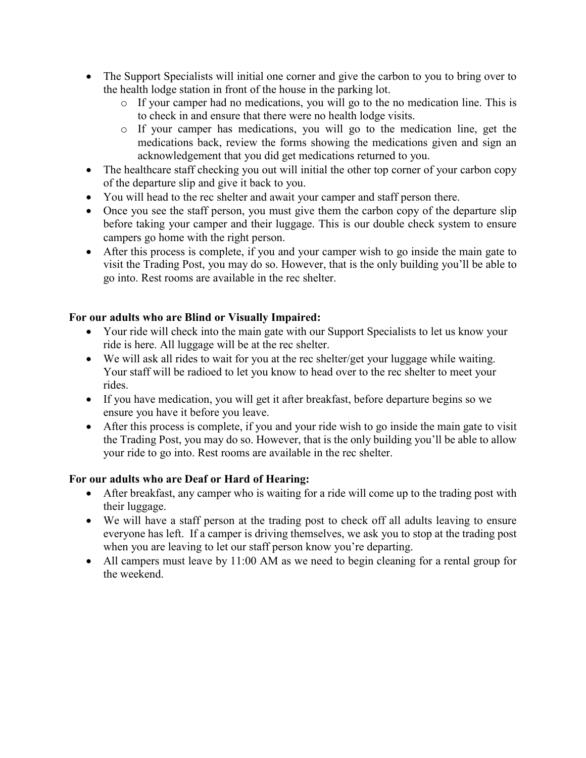- The Support Specialists will initial one corner and give the carbon to you to bring over to the health lodge station in front of the house in the parking lot.
    - If your camper had no medications, you will go to the no medication line. This is to check in and ensure that there were no health lodge visits.
    - If your camper has medications, you will go to the medication line, get the medications back, review the forms showing the medications given and sign an acknowledgement that you did get medications returned to you.
- The healthcare staff checking you out will initial the other top corner of your carbon copy of the departure slip and give it back to you.
- You will head to the rec shelter and await your camper and staff person there.
- Once you see the staff person, you must give them the carbon copy of the departure slip before taking your camper and their luggage. This is our double check system to ensure campers go home with the right person.
- After this process is complete, if you and your camper wish to go inside the main gate to visit the Trading Post, you may do so. However, that is the only building you'll be able to go into. Rest rooms are available in the rec shelter.

**For our adults who are Blind or Visually Impaired:**

- Your ride will check into the main gate with our Support Specialists to let us know your ride is here. All luggage will be at the rec shelter.
- We will ask all rides to wait for you at the rec shelter/get your luggage while waiting. Your staff will be radioed to let you know to head over to the rec shelter to meet your rides.
- If you have medication, you will get it after breakfast, before departure begins so we ensure you have it before you leave.
- After this process is complete, if you and your ride wish to go inside the main gate to visit the Trading Post, you may do so. However, that is the only building you'll be able to allow your ride to go into. Rest rooms are available in the rec shelter.

**For our adults who are Deaf or Hard of Hearing:**

- After breakfast, any camper who is waiting for a ride will come up to the trading post with their luggage.
- We will have a staff person at the trading post to check off all adults leaving to ensure everyone has left. If a camper is driving themselves, we ask you to stop at the trading post when you are leaving to let our staff person know you're departing.
- All campers must leave by 11:00 AM as we need to begin cleaning for a rental group for the weekend.